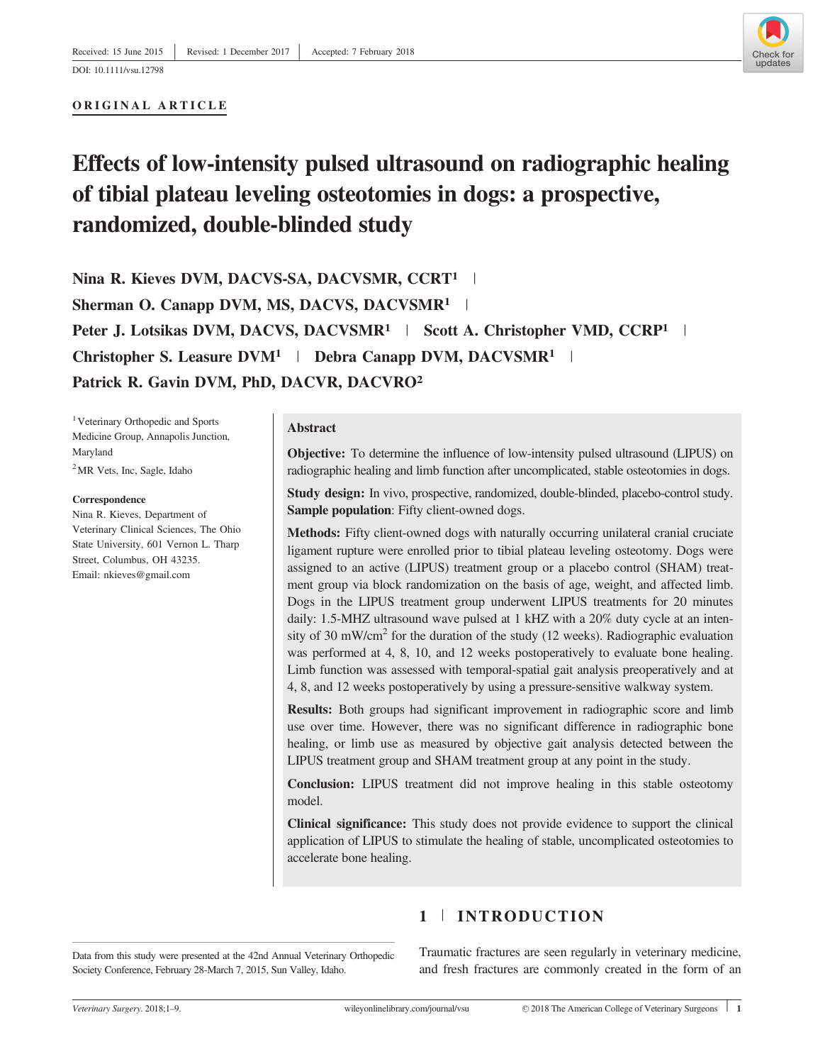Received: 15 June 2015 | Revised: 1 December 2017 | Accepted: 7 February 2018

DOI: 10.1111/vsu.12798

**ORIGINAL ARTICLE**

# Effects of low-intensity pulsed ultrasound on radiographic healing of tibial plateau leveling osteotomies in dogs: a prospective, randomized, double-blinded study

**Nina R. Kieves DVM, DACVS-SA, DACVSMR, CCRT[1] | Sherman O. Canapp DVM, MS, DACVS, DACVSMR[1] | Peter J. Lotsikas DVM, DACVS, DACVSMR[1] | Scott A. Christopher VMD, CCRP[1] | Christopher S. Leasure DVM[1] | Debra Canapp DVM, DACVSMR[1] | Patrick R. Gavin DVM, PhD, DACVR, DACVRO[2]**

[1] Veterinary Orthopedic and Sports Medicine Group, Annapolis Junction, Maryland

[2] MR Vets, Inc, Sagle, Idaho

**Correspondence**
Nina R. Kieves, Department of Veterinary Clinical Sciences, The Ohio State University, 601 Vernon L. Tharp Street, Columbus, OH 43235.
Email: nkieves@gmail.com

## Abstract

**Objective:** To determine the influence of low-intensity pulsed ultrasound (LIPUS) on radiographic healing and limb function after uncomplicated, stable osteotomies in dogs.

**Study design:** In vivo, prospective, randomized, double-blinded, placebo-control study.
**Sample population**: Fifty client-owned dogs.

**Methods:** Fifty client-owned dogs with naturally occurring unilateral cranial cruciate ligament rupture were enrolled prior to tibial plateau leveling osteotomy. Dogs were assigned to an active (LIPUS) treatment group or a placebo control (SHAM) treatment group via block randomization on the basis of age, weight, and affected limb. Dogs in the LIPUS treatment group underwent LIPUS treatments for 20 minutes daily: 1.5-MHZ ultrasound wave pulsed at 1 kHZ with a 20% duty cycle at an intensity of 30 mW/cm$^2$ for the duration of the study (12 weeks). Radiographic evaluation was performed at 4, 8, 10, and 12 weeks postoperatively to evaluate bone healing. Limb function was assessed with temporal-spatial gait analysis preoperatively and at 4, 8, and 12 weeks postoperatively by using a pressure-sensitive walkway system.

**Results:** Both groups had significant improvement in radiographic score and limb use over time. However, there was no significant difference in radiographic bone healing, or limb use as measured by objective gait analysis detected between the LIPUS treatment group and SHAM treatment group at any point in the study.

**Conclusion:** LIPUS treatment did not improve healing in this stable osteotomy model.

**Clinical significance:** This study does not provide evidence to support the clinical application of LIPUS to stimulate the healing of stable, uncomplicated osteotomies to accelerate bone healing.

Data from this study were presented at the 42nd Annual Veterinary Orthopedic Society Conference, February 28-March 7, 2015, Sun Valley, Idaho.

## 1 | INTRODUCTION

Traumatic fractures are seen regularly in veterinary medicine, and fresh fractures are commonly created in the form of an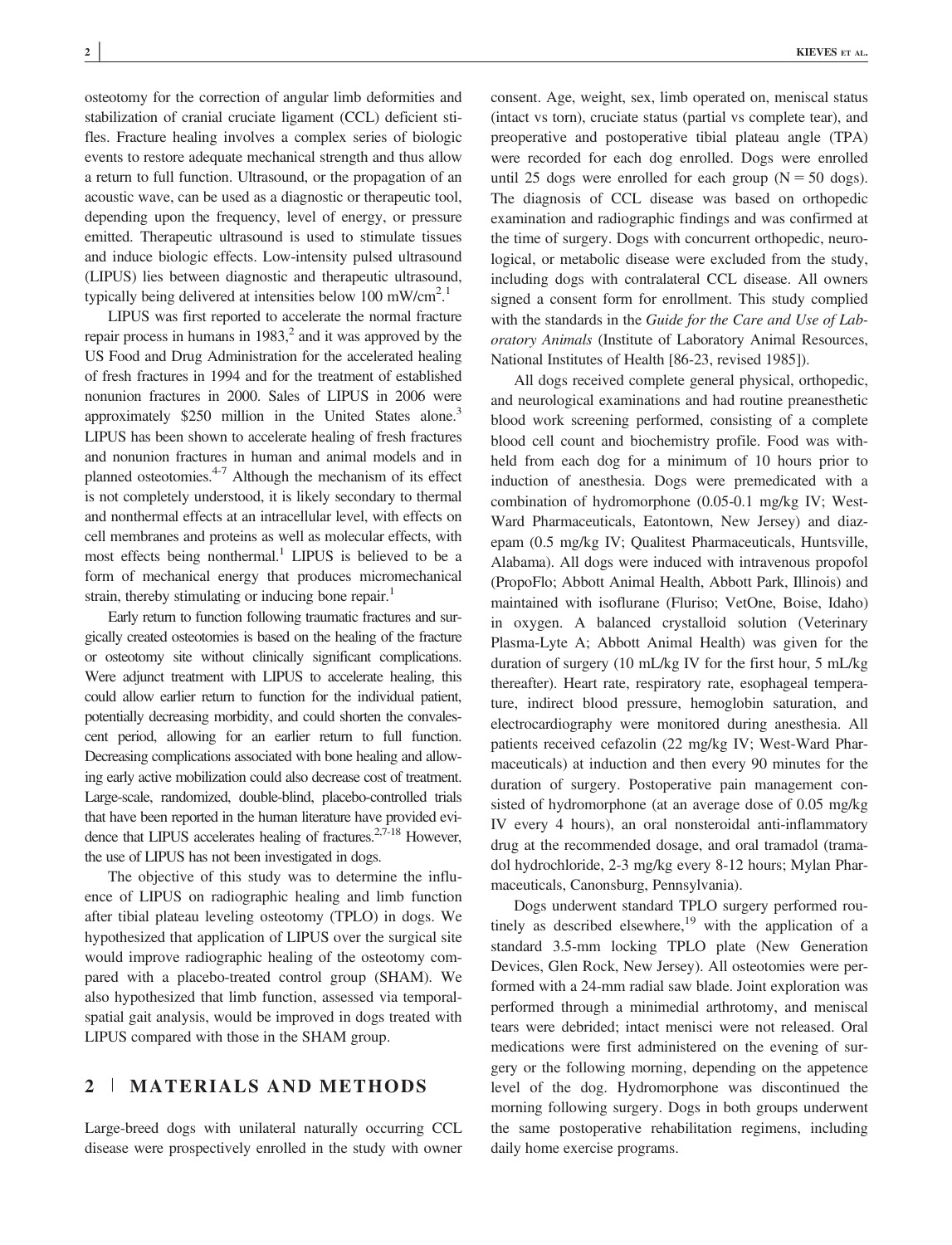osteotomy for the correction of angular limb deformities and stabilization of cranial cruciate ligament (CCL) deficient stifles. Fracture healing involves a complex series of biologic events to restore adequate mechanical strength and thus allow a return to full function. Ultrasound, or the propagation of an acoustic wave, can be used as a diagnostic or therapeutic tool, depending upon the frequency, level of energy, or pressure emitted. Therapeutic ultrasound is used to stimulate tissues and induce biologic effects. Low-intensity pulsed ultrasound (LIPUS) lies between diagnostic and therapeutic ultrasound, typically being delivered at intensities below 100 mW/cm$^2$.[1]

LIPUS was first reported to accelerate the normal fracture repair process in humans in 1983,[2] and it was approved by the US Food and Drug Administration for the accelerated healing of fresh fractures in 1994 and for the treatment of established nonunion fractures in 2000. Sales of LIPUS in 2006 were approximately $250 million in the United States alone.[3] LIPUS has been shown to accelerate healing of fresh fractures and nonunion fractures in human and animal models and in planned osteotomies.[4-7] Although the mechanism of its effect is not completely understood, it is likely secondary to thermal and nonthermal effects at an intracellular level, with effects on cell membranes and proteins as well as molecular effects, with most effects being nonthermal.[1] LIPUS is believed to be a form of mechanical energy that produces micromechanical strain, thereby stimulating or inducing bone repair.[1]

Early return to function following traumatic fractures and surgically created osteotomies is based on the healing of the fracture or osteotomy site without clinically significant complications. Were adjunct treatment with LIPUS to accelerate healing, this could allow earlier return to function for the individual patient, potentially decreasing morbidity, and could shorten the convalescent period, allowing for an earlier return to full function. Decreasing complications associated with bone healing and allowing early active mobilization could also decrease cost of treatment. Large-scale, randomized, double-blind, placebo-controlled trials that have been reported in the human literature have provided evidence that LIPUS accelerates healing of fractures.[2,7-18] However, the use of LIPUS has not been investigated in dogs.

The objective of this study was to determine the influence of LIPUS on radiographic healing and limb function after tibial plateau leveling osteotomy (TPLO) in dogs. We hypothesized that application of LIPUS over the surgical site would improve radiographic healing of the osteotomy compared with a placebo-treated control group (SHAM). We also hypothesized that limb function, assessed via temporal-spatial gait analysis, would be improved in dogs treated with LIPUS compared with those in the SHAM group.

## 2 | MATERIALS AND METHODS

Large-breed dogs with unilateral naturally occurring CCL disease were prospectively enrolled in the study with owner consent. Age, weight, sex, limb operated on, meniscal status (intact vs torn), cruciate status (partial vs complete tear), and preoperative and postoperative tibial plateau angle (TPA) were recorded for each dog enrolled. Dogs were enrolled until 25 dogs were enrolled for each group (N = 50 dogs). The diagnosis of CCL disease was based on orthopedic examination and radiographic findings and was confirmed at the time of surgery. Dogs with concurrent orthopedic, neurological, or metabolic disease were excluded from the study, including dogs with contralateral CCL disease. All owners signed a consent form for enrollment. This study complied with the standards in the *Guide for the Care and Use of Laboratory Animals* (Institute of Laboratory Animal Resources, National Institutes of Health [86-23, revised 1985]).

All dogs received complete general physical, orthopedic, and neurological examinations and had routine preanesthetic blood work screening performed, consisting of a complete blood cell count and biochemistry profile. Food was withheld from each dog for a minimum of 10 hours prior to induction of anesthesia. Dogs were premedicated with a combination of hydromorphone (0.05-0.1 mg/kg IV; West-Ward Pharmaceuticals, Eatontown, New Jersey) and diazepam (0.5 mg/kg IV; Qualitest Pharmaceuticals, Huntsville, Alabama). All dogs were induced with intravenous propofol (PropoFlo; Abbott Animal Health, Abbott Park, Illinois) and maintained with isoflurane (Fluriso; VetOne, Boise, Idaho) in oxygen. A balanced crystalloid solution (Veterinary Plasma-Lyte A; Abbott Animal Health) was given for the duration of surgery (10 mL/kg IV for the first hour, 5 mL/kg thereafter). Heart rate, respiratory rate, esophageal temperature, indirect blood pressure, hemoglobin saturation, and electrocardiography were monitored during anesthesia. All patients received cefazolin (22 mg/kg IV; West-Ward Pharmaceuticals) at induction and then every 90 minutes for the duration of surgery. Postoperative pain management consisted of hydromorphone (at an average dose of 0.05 mg/kg IV every 4 hours), an oral nonsteroidal anti-inflammatory drug at the recommended dosage, and oral tramadol (tramadol hydrochloride, 2-3 mg/kg every 8-12 hours; Mylan Pharmaceuticals, Canonsburg, Pennsylvania).

Dogs underwent standard TPLO surgery performed routinely as described elsewhere,[19] with the application of a standard 3.5-mm locking TPLO plate (New Generation Devices, Glen Rock, New Jersey). All osteotomies were performed with a 24-mm radial saw blade. Joint exploration was performed through a minimedial arthrotomy, and meniscal tears were debrided; intact menisci were not released. Oral medications were first administered on the evening of surgery or the following morning, depending on the appetence level of the dog. Hydromorphone was discontinued the morning following surgery. Dogs in both groups underwent the same postoperative rehabilitation regimens, including daily home exercise programs.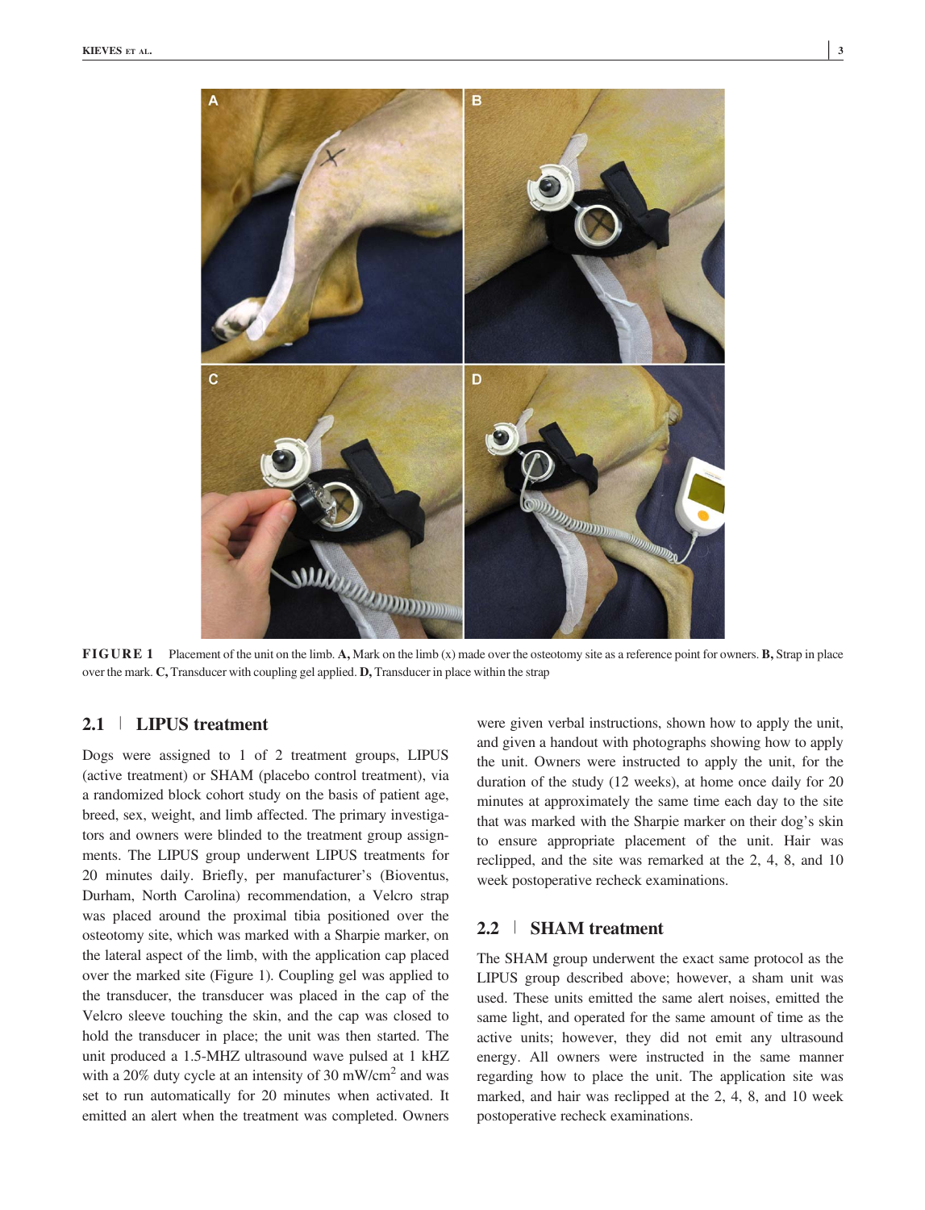FIGURE 1 Placement of the unit on the limb. **A,** Mark on the limb (x) made over the osteotomy site as a reference point for owners. **B,** Strap in place over the mark. **C,** Transducer with coupling gel applied. **D,** Transducer in place within the strap

## 2.1 | LIPUS treatment

Dogs were assigned to 1 of 2 treatment groups, LIPUS (active treatment) or SHAM (placebo control treatment), via a randomized block cohort study on the basis of patient age, breed, sex, weight, and limb affected. The primary investigators and owners were blinded to the treatment group assignments. The LIPUS group underwent LIPUS treatments for 20 minutes daily. Briefly, per manufacturer's (Bioventus, Durham, North Carolina) recommendation, a Velcro strap was placed around the proximal tibia positioned over the osteotomy site, which was marked with a Sharpie marker, on the lateral aspect of the limb, with the application cap placed over the marked site (Figure 1). Coupling gel was applied to the transducer, the transducer was placed in the cap of the Velcro sleeve touching the skin, and the cap was closed to hold the transducer in place; the unit was then started. The unit produced a 1.5-MHZ ultrasound wave pulsed at 1 kHZ with a 20% duty cycle at an intensity of 30 mW/cm$^2$ and was set to run automatically for 20 minutes when activated. It emitted an alert when the treatment was completed. Owners were given verbal instructions, shown how to apply the unit, and given a handout with photographs showing how to apply the unit. Owners were instructed to apply the unit, for the duration of the study (12 weeks), at home once daily for 20 minutes at approximately the same time each day to the site that was marked with the Sharpie marker on their dog's skin to ensure appropriate placement of the unit. Hair was reclipped, and the site was remarked at the 2, 4, 8, and 10 week postoperative recheck examinations.

## 2.2 | SHAM treatment

The SHAM group underwent the exact same protocol as the LIPUS group described above; however, a sham unit was used. These units emitted the same alert noises, emitted the same light, and operated for the same amount of time as the active units; however, they did not emit any ultrasound energy. All owners were instructed in the same manner regarding how to place the unit. The application site was marked, and hair was reclipped at the 2, 4, 8, and 10 week postoperative recheck examinations.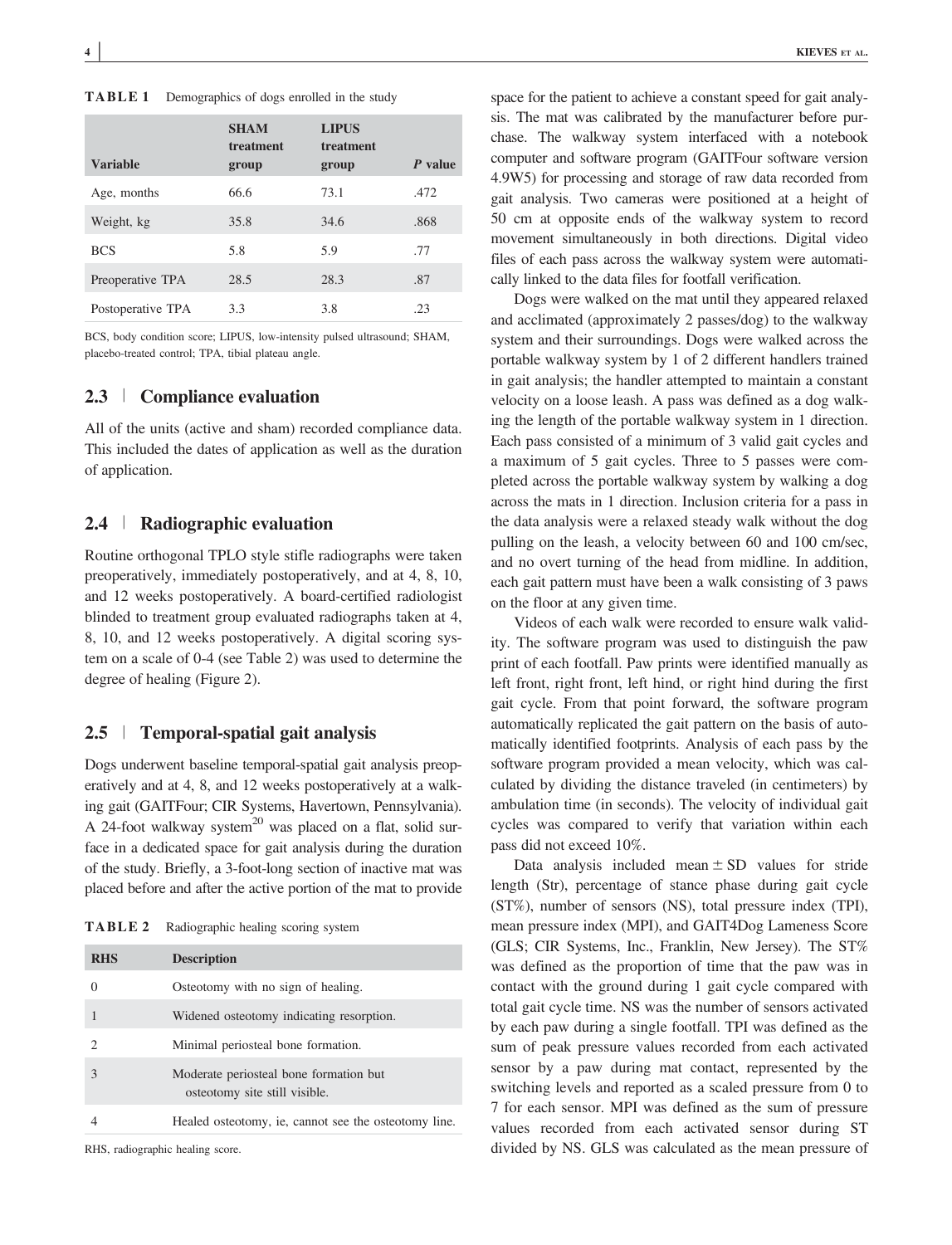**TABLE 1** Demographics of dogs enrolled in the study

| Variable | SHAM treatment group | LIPUS treatment group | *P* value |
|---|---|---|---|
| Age, months | 66.6 | 73.1 | .472 |
| Weight, kg | 35.8 | 34.6 | .868 |
| BCS | 5.8 | 5.9 | .77 |
| Preoperative TPA | 28.5 | 28.3 | .87 |
| Postoperative TPA | 3.3 | 3.8 | .23 |

BCS, body condition score; LIPUS, low-intensity pulsed ultrasound; SHAM, placebo-treated control; TPA, tibial plateau angle.

### 2.3 | Compliance evaluation

All of the units (active and sham) recorded compliance data. This included the dates of application as well as the duration of application.

### 2.4 | Radiographic evaluation

Routine orthogonal TPLO style stifle radiographs were taken preoperatively, immediately postoperatively, and at 4, 8, 10, and 12 weeks postoperatively. A board-certified radiologist blinded to treatment group evaluated radiographs taken at 4, 8, 10, and 12 weeks postoperatively. A digital scoring system on a scale of 0-4 (see Table 2) was used to determine the degree of healing (Figure 2).

### 2.5 | Temporal-spatial gait analysis

Dogs underwent baseline temporal-spatial gait analysis preoperatively and at 4, 8, and 12 weeks postoperatively at a walking gait (GAITFour; CIR Systems, Havertown, Pennsylvania). A 24-foot walkway system[20] was placed on a flat, solid surface in a dedicated space for gait analysis during the duration of the study. Briefly, a 3-foot-long section of inactive mat was placed before and after the active portion of the mat to provide space for the patient to achieve a constant speed for gait analysis. The mat was calibrated by the manufacturer before purchase. The walkway system interfaced with a notebook computer and software program (GAITFour software version 4.9W5) for processing and storage of raw data recorded from gait analysis. Two cameras were positioned at a height of 50 cm at opposite ends of the walkway system to record movement simultaneously in both directions. Digital video files of each pass across the walkway system were automatically linked to the data files for footfall verification.

**TABLE 2** Radiographic healing scoring system

| RHS | Description |
|---|---|
| 0 | Osteotomy with no sign of healing. |
| 1 | Widened osteotomy indicating resorption. |
| 2 | Minimal periosteal bone formation. |
| 3 | Moderate periosteal bone formation but osteotomy site still visible. |
| 4 | Healed osteotomy, ie, cannot see the osteotomy line. |

RHS, radiographic healing score.

Dogs were walked on the mat until they appeared relaxed and acclimated (approximately 2 passes/dog) to the walkway system and their surroundings. Dogs were walked across the portable walkway system by 1 of 2 different handlers trained in gait analysis; the handler attempted to maintain a constant velocity on a loose leash. A pass was defined as a dog walking the length of the portable walkway system in 1 direction. Each pass consisted of a minimum of 3 valid gait cycles and a maximum of 5 gait cycles. Three to 5 passes were completed across the portable walkway system by walking a dog across the mats in 1 direction. Inclusion criteria for a pass in the data analysis were a relaxed steady walk without the dog pulling on the leash, a velocity between 60 and 100 cm/sec, and no overt turning of the head from midline. In addition, each gait pattern must have been a walk consisting of 3 paws on the floor at any given time.

Videos of each walk were recorded to ensure walk validity. The software program was used to distinguish the paw print of each footfall. Paw prints were identified manually as left front, right front, left hind, or right hind during the first gait cycle. From that point forward, the software program automatically replicated the gait pattern on the basis of automatically identified footprints. Analysis of each pass by the software program provided a mean velocity, which was calculated by dividing the distance traveled (in centimeters) by ambulation time (in seconds). The velocity of individual gait cycles was compared to verify that variation within each pass did not exceed 10%.

Data analysis included mean ± SD values for stride length (Str), percentage of stance phase during gait cycle (ST%), number of sensors (NS), total pressure index (TPI), mean pressure index (MPI), and GAIT4Dog Lameness Score (GLS; CIR Systems, Inc., Franklin, New Jersey). The ST% was defined as the proportion of time that the paw was in contact with the ground during 1 gait cycle compared with total gait cycle time. NS was the number of sensors activated by each paw during a single footfall. TPI was defined as the sum of peak pressure values recorded from each activated sensor by a paw during mat contact, represented by the switching levels and reported as a scaled pressure from 0 to 7 for each sensor. MPI was defined as the sum of pressure values recorded from each activated sensor during ST divided by NS. GLS was calculated as the mean pressure of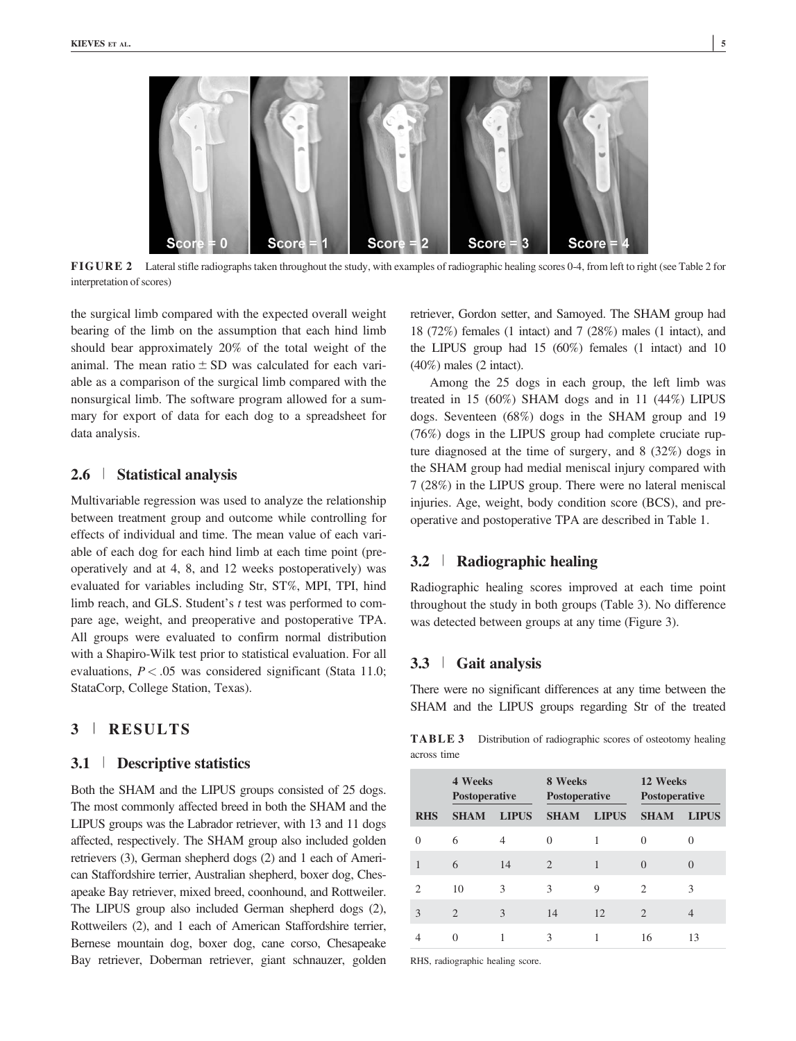FIGURE 2 Lateral stifle radiographs taken throughout the study, with examples of radiographic healing scores 0-4, from left to right (see Table 2 for interpretation of scores)

the surgical limb compared with the expected overall weight bearing of the limb on the assumption that each hind limb should bear approximately 20% of the total weight of the animal. The mean ratio ± SD was calculated for each variable as a comparison of the surgical limb compared with the nonsurgical limb. The software program allowed for a summary for export of data for each dog to a spreadsheet for data analysis.

## 2.6 | Statistical analysis

Multivariable regression was used to analyze the relationship between treatment group and outcome while controlling for effects of individual and time. The mean value of each variable of each dog for each hind limb at each time point (preoperatively and at 4, 8, and 12 weeks postoperatively) was evaluated for variables including Str, ST%, MPI, TPI, hind limb reach, and GLS. Student's *t* test was performed to compare age, weight, and preoperative and postoperative TPA. All groups were evaluated to confirm normal distribution with a Shapiro-Wilk test prior to statistical evaluation. For all evaluations, $P < .05$ was considered significant (Stata 11.0; StataCorp, College Station, Texas).

# 3 | RESULTS

## 3.1 | Descriptive statistics

Both the SHAM and the LIPUS groups consisted of 25 dogs. The most commonly affected breed in both the SHAM and the LIPUS groups was the Labrador retriever, with 13 and 11 dogs affected, respectively. The SHAM group also included golden retrievers (3), German shepherd dogs (2) and 1 each of American Staffordshire terrier, Australian shepherd, boxer dog, Chesapeake Bay retriever, mixed breed, coonhound, and Rottweiler. The LIPUS group also included German shepherd dogs (2), Rottweilers (2), and 1 each of American Staffordshire terrier, Bernese mountain dog, boxer dog, cane corso, Chesapeake Bay retriever, Doberman retriever, giant schnauzer, golden retriever, Gordon setter, and Samoyed. The SHAM group had 18 (72%) females (1 intact) and 7 (28%) males (1 intact), and the LIPUS group had 15 (60%) females (1 intact) and 10 (40%) males (2 intact).

Among the 25 dogs in each group, the left limb was treated in 15 (60%) SHAM dogs and in 11 (44%) LIPUS dogs. Seventeen (68%) dogs in the SHAM group and 19 (76%) dogs in the LIPUS group had complete cruciate rupture diagnosed at the time of surgery, and 8 (32%) dogs in the SHAM group had medial meniscal injury compared with 7 (28%) in the LIPUS group. There were no lateral meniscal injuries. Age, weight, body condition score (BCS), and preoperative and postoperative TPA are described in Table 1.

## 3.2 | Radiographic healing

Radiographic healing scores improved at each time point throughout the study in both groups (Table 3). No difference was detected between groups at any time (Figure 3).

## 3.3 | Gait analysis

There were no significant differences at any time between the SHAM and the LIPUS groups regarding Str of the treated

**TABLE 3** Distribution of radiographic scores of osteotomy healing across time

| | 4 Weeks Postoperative | | 8 Weeks Postoperative | | 12 Weeks Postoperative | |
|---|---|---|---|---|---|---|
| RHS | SHAM | LIPUS | SHAM | LIPUS | SHAM | LIPUS |
| 0 | 6 | 4 | 0 | 1 | 0 | 0 |
| 1 | 6 | 14 | 2 | 1 | 0 | 0 |
| 2 | 10 | 3 | 3 | 9 | 2 | 3 |
| 3 | 2 | 3 | 14 | 12 | 2 | 4 |
| 4 | 0 | 1 | 3 | 1 | 16 | 13 |

RHS, radiographic healing score.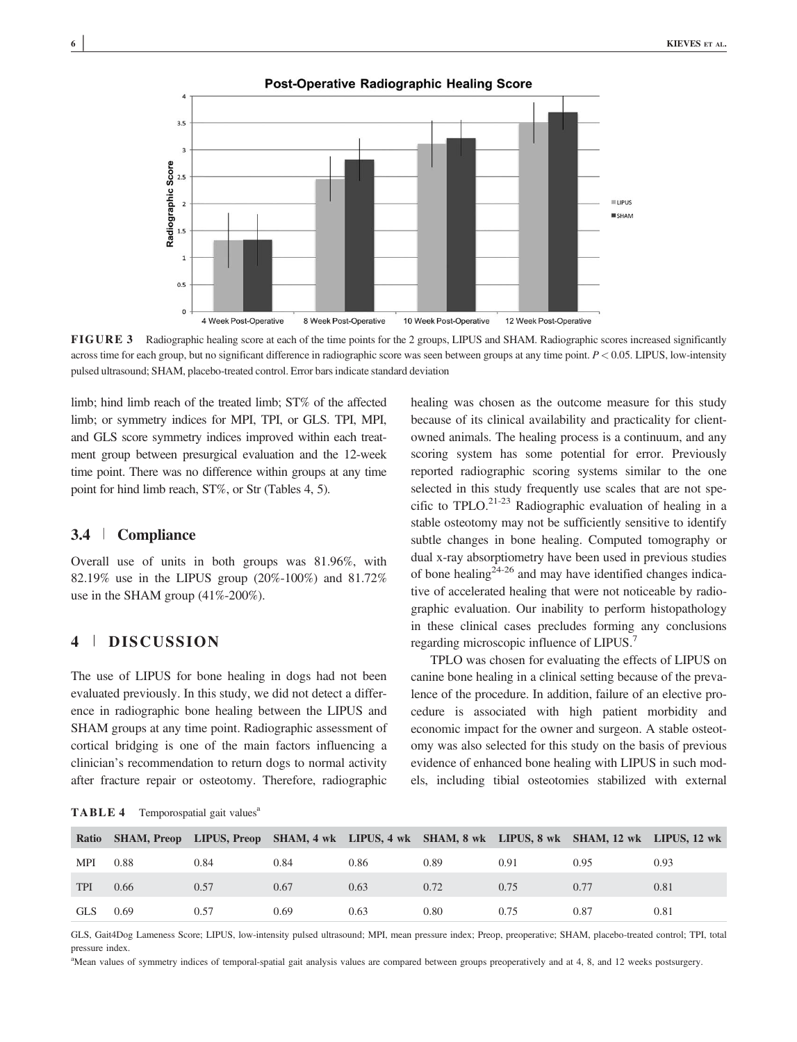**FIGURE 3** Radiographic healing score at each of the time points for the 2 groups, LIPUS and SHAM. Radiographic scores increased significantly across time for each group, but no significant difference in radiographic score was seen between groups at any time point. $P < 0.05$. LIPUS, low-intensity pulsed ultrasound; SHAM, placebo-treated control. Error bars indicate standard deviation

limb; hind limb reach of the treated limb; ST% of the affected limb; or symmetry indices for MPI, TPI, or GLS. TPI, MPI, and GLS score symmetry indices improved within each treatment group between presurgical evaluation and the 12-week time point. There was no difference within groups at any time point for hind limb reach, ST%, or Str (Tables 4, 5).

### 3.4 | Compliance

Overall use of units in both groups was 81.96%, with 82.19% use in the LIPUS group (20%-100%) and 81.72% use in the SHAM group (41%-200%).

## 4 | DISCUSSION

The use of LIPUS for bone healing in dogs had not been evaluated previously. In this study, we did not detect a difference in radiographic bone healing between the LIPUS and SHAM groups at any time point. Radiographic assessment of cortical bridging is one of the main factors influencing a clinician's recommendation to return dogs to normal activity after fracture repair or osteotomy. Therefore, radiographic healing was chosen as the outcome measure for this study because of its clinical availability and practicality for client-owned animals. The healing process is a continuum, and any scoring system has some potential for error. Previously reported radiographic scoring systems similar to the one selected in this study frequently use scales that are not specific to TPLO.[21-23] Radiographic evaluation of healing in a stable osteotomy may not be sufficiently sensitive to identify subtle changes in bone healing. Computed tomography or dual x-ray absorptiometry have been used in previous studies of bone healing[24-26] and may have identified changes indicative of accelerated healing that were not noticeable by radiographic evaluation. Our inability to perform histopathology in these clinical cases precludes forming any conclusions regarding microscopic influence of LIPUS.[7]

TPLO was chosen for evaluating the effects of LIPUS on canine bone healing in a clinical setting because of the prevalence of the procedure. In addition, failure of an elective procedure is associated with high patient morbidity and economic impact for the owner and surgeon. A stable osteotomy was also selected for this study on the basis of previous evidence of enhanced bone healing with LIPUS in such models, including tibial osteotomies stabilized with external

**TABLE 4** Temporospatial gait values[a]

| Ratio | SHAM, Preop | LIPUS, Preop | SHAM, 4 wk | LIPUS, 4 wk | SHAM, 8 wk | LIPUS, 8 wk | SHAM, 12 wk | LIPUS, 12 wk |
|---|---|---|---|---|---|---|---|---|
| MPI | 0.88 | 0.84 | 0.84 | 0.86 | 0.89 | 0.91 | 0.95 | 0.93 |
| TPI | 0.66 | 0.57 | 0.67 | 0.63 | 0.72 | 0.75 | 0.77 | 0.81 |
| GLS | 0.69 | 0.57 | 0.69 | 0.63 | 0.80 | 0.75 | 0.87 | 0.81 |

GLS, Gait4Dog Lameness Score; LIPUS, low-intensity pulsed ultrasound; MPI, mean pressure index; Preop, preoperative; SHAM, placebo-treated control; TPI, total pressure index.

[a]Mean values of symmetry indices of temporal-spatial gait analysis values are compared between groups preoperatively and at 4, 8, and 12 weeks postsurgery.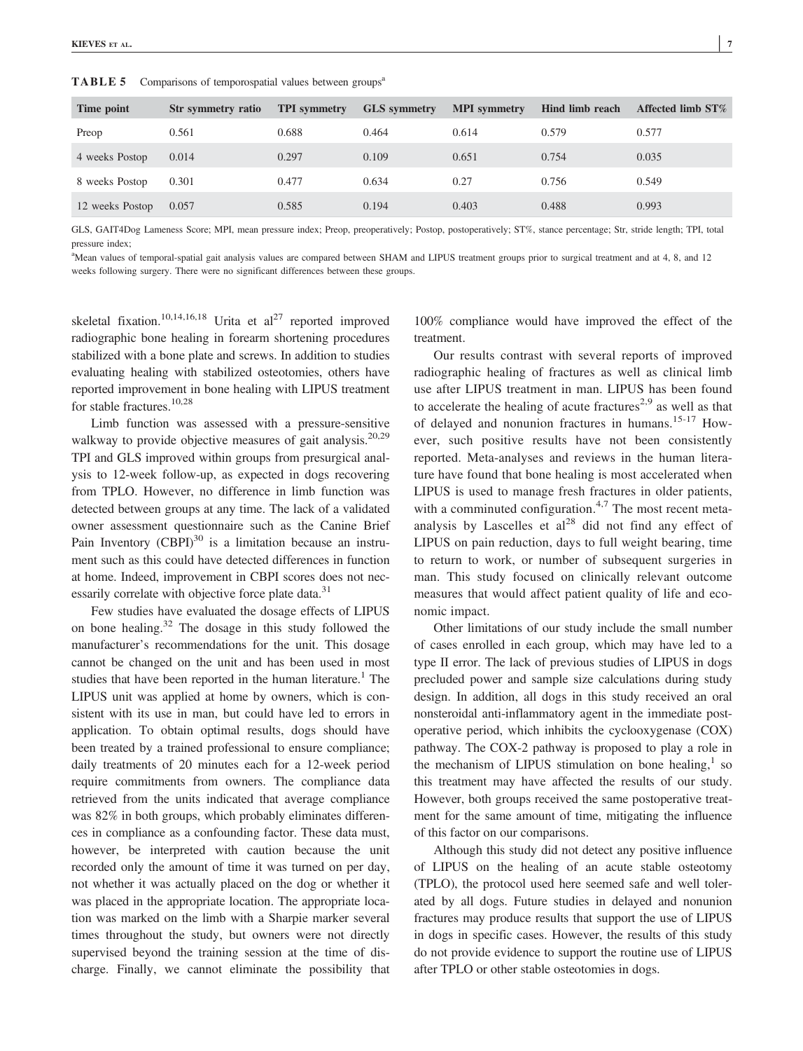**TABLE 5** Comparisons of temporospatial values between groups[a]

| Time point | Str symmetry ratio | TPI symmetry | GLS symmetry | MPI symmetry | Hind limb reach | Affected limb ST% |
|---|---|---|---|---|---|---|
| Preop | 0.561 | 0.688 | 0.464 | 0.614 | 0.579 | 0.577 |
| 4 weeks Postop | 0.014 | 0.297 | 0.109 | 0.651 | 0.754 | 0.035 |
| 8 weeks Postop | 0.301 | 0.477 | 0.634 | 0.27 | 0.756 | 0.549 |
| 12 weeks Postop | 0.057 | 0.585 | 0.194 | 0.403 | 0.488 | 0.993 |

GLS, GAIT4Dog Lameness Score; MPI, mean pressure index; Preop, preoperatively; Postop, postoperatively; ST%, stance percentage; Str, stride length; TPI, total pressure index;

[a]Mean values of temporal-spatial gait analysis values are compared between SHAM and LIPUS treatment groups prior to surgical treatment and at 4, 8, and 12 weeks following surgery. There were no significant differences between these groups.

skeletal fixation.[10,14,16,18] Urita et al[27] reported improved radiographic bone healing in forearm shortening procedures stabilized with a bone plate and screws. In addition to studies evaluating healing with stabilized osteotomies, others have reported improvement in bone healing with LIPUS treatment for stable fractures.[10,28]

Limb function was assessed with a pressure-sensitive walkway to provide objective measures of gait analysis.[20,29] TPI and GLS improved within groups from presurgical analysis to 12-week follow-up, as expected in dogs recovering from TPLO. However, no difference in limb function was detected between groups at any time. The lack of a validated owner assessment questionnaire such as the Canine Brief Pain Inventory (CBPI)[30] is a limitation because an instrument such as this could have detected differences in function at home. Indeed, improvement in CBPI scores does not necessarily correlate with objective force plate data.[31]

Few studies have evaluated the dosage effects of LIPUS on bone healing.[32] The dosage in this study followed the manufacturer's recommendations for the unit. This dosage cannot be changed on the unit and has been used in most studies that have been reported in the human literature.[1] The LIPUS unit was applied at home by owners, which is consistent with its use in man, but could have led to errors in application. To obtain optimal results, dogs should have been treated by a trained professional to ensure compliance; daily treatments of 20 minutes each for a 12-week period require commitments from owners. The compliance data retrieved from the units indicated that average compliance was 82% in both groups, which probably eliminates differences in compliance as a confounding factor. These data must, however, be interpreted with caution because the unit recorded only the amount of time it was turned on per day, not whether it was actually placed on the dog or whether it was placed in the appropriate location. The appropriate location was marked on the limb with a Sharpie marker several times throughout the study, but owners were not directly supervised beyond the training session at the time of discharge. Finally, we cannot eliminate the possibility that 100% compliance would have improved the effect of the treatment.

Our results contrast with several reports of improved radiographic healing of fractures as well as clinical limb use after LIPUS treatment in man. LIPUS has been found to accelerate the healing of acute fractures[2,9] as well as that of delayed and nonunion fractures in humans.[15-17] However, such positive results have not been consistently reported. Meta-analyses and reviews in the human literature have found that bone healing is most accelerated when LIPUS is used to manage fresh fractures in older patients, with a comminuted configuration.[4,7] The most recent meta-analysis by Lascelles et al[28] did not find any effect of LIPUS on pain reduction, days to full weight bearing, time to return to work, or number of subsequent surgeries in man. This study focused on clinically relevant outcome measures that would affect patient quality of life and economic impact.

Other limitations of our study include the small number of cases enrolled in each group, which may have led to a type II error. The lack of previous studies of LIPUS in dogs precluded power and sample size calculations during study design. In addition, all dogs in this study received an oral nonsteroidal anti-inflammatory agent in the immediate postoperative period, which inhibits the cyclooxygenase (COX) pathway. The COX-2 pathway is proposed to play a role in the mechanism of LIPUS stimulation on bone healing,[1] so this treatment may have affected the results of our study. However, both groups received the same postoperative treatment for the same amount of time, mitigating the influence of this factor on our comparisons.

Although this study did not detect any positive influence of LIPUS on the healing of an acute stable osteotomy (TPLO), the protocol used here seemed safe and well tolerated by all dogs. Future studies in delayed and nonunion fractures may produce results that support the use of LIPUS in dogs in specific cases. However, the results of this study do not provide evidence to support the routine use of LIPUS after TPLO or other stable osteotomies in dogs.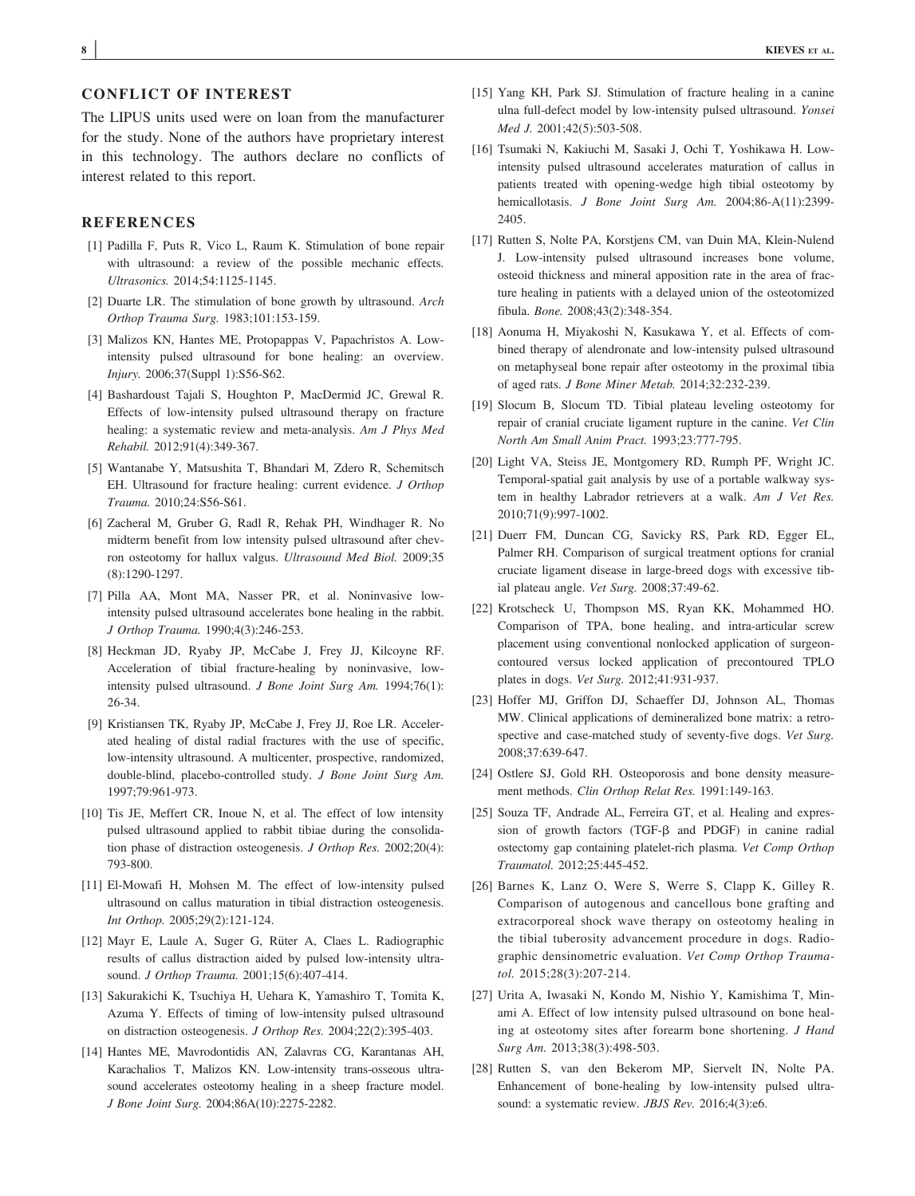## CONFLICT OF INTEREST

The LIPUS units used were on loan from the manufacturer for the study. None of the authors have proprietary interest in this technology. The authors declare no conflicts of interest related to this report.

## REFERENCES

[1] Padilla F, Puts R, Vico L, Raum K. Stimulation of bone repair with ultrasound: a review of the possible mechanic effects. *Ultrasonics.* 2014;54:1125-1145.

[2] Duarte LR. The stimulation of bone growth by ultrasound. *Arch Orthop Trauma Surg.* 1983;101:153-159.

[3] Malizos KN, Hantes ME, Protopappas V, Papachristos A. Low-intensity pulsed ultrasound for bone healing: an overview. *Injury.* 2006;37(Suppl 1):S56-S62.

[4] Bashardoust Tajali S, Houghton P, MacDermid JC, Grewal R. Effects of low-intensity pulsed ultrasound therapy on fracture healing: a systematic review and meta-analysis. *Am J Phys Med Rehabil.* 2012;91(4):349-367.

[5] Wantanabe Y, Matsushita T, Bhandari M, Zdero R, Schemitsch EH. Ultrasound for fracture healing: current evidence. *J Orthop Trauma.* 2010;24:S56-S61.

[6] Zacheral M, Gruber G, Radl R, Rehak PH, Windhager R. No midterm benefit from low intensity pulsed ultrasound after chevron osteotomy for hallux valgus. *Ultrasound Med Biol.* 2009;35(8):1290-1297.

[7] Pilla AA, Mont MA, Nasser PR, et al. Noninvasive low-intensity pulsed ultrasound accelerates bone healing in the rabbit. *J Orthop Trauma.* 1990;4(3):246-253.

[8] Heckman JD, Ryaby JP, McCabe J, Frey JJ, Kilcoyne RF. Acceleration of tibial fracture-healing by noninvasive, low-intensity pulsed ultrasound. *J Bone Joint Surg Am.* 1994;76(1):26-34.

[9] Kristiansen TK, Ryaby JP, McCabe J, Frey JJ, Roe LR. Accelerated healing of distal radial fractures with the use of specific, low-intensity ultrasound. A multicenter, prospective, randomized, double-blind, placebo-controlled study. *J Bone Joint Surg Am.* 1997;79:961-973.

[10] Tis JE, Meffert CR, Inoue N, et al. The effect of low intensity pulsed ultrasound applied to rabbit tibiae during the consolidation phase of distraction osteogenesis. *J Orthop Res.* 2002;20(4):793-800.

[11] El-Mowafi H, Mohsen M. The effect of low-intensity pulsed ultrasound on callus maturation in tibial distraction osteogenesis. *Int Orthop.* 2005;29(2):121-124.

[12] Mayr E, Laule A, Suger G, Rüter A, Claes L. Radiographic results of callus distraction aided by pulsed low-intensity ultrasound. *J Orthop Trauma.* 2001;15(6):407-414.

[13] Sakurakichi K, Tsuchiya H, Uehara K, Yamashiro T, Tomita K, Azuma Y. Effects of timing of low-intensity pulsed ultrasound on distraction osteogenesis. *J Orthop Res.* 2004;22(2):395-403.

[14] Hantes ME, Mavrodontidis AN, Zalavras CG, Karantanas AH, Karachalios T, Malizos KN. Low-intensity trans-osseous ultrasound accelerates osteotomy healing in a sheep fracture model. *J Bone Joint Surg.* 2004;86A(10):2275-2282.

[15] Yang KH, Park SJ. Stimulation of fracture healing in a canine ulna full-defect model by low-intensity pulsed ultrasound. *Yonsei Med J.* 2001;42(5):503-508.

[16] Tsumaki N, Kakiuchi M, Sasaki J, Ochi T, Yoshikawa H. Low-intensity pulsed ultrasound accelerates maturation of callus in patients treated with opening-wedge high tibial osteotomy by hemicallotasis. *J Bone Joint Surg Am.* 2004;86-A(11):2399-2405.

[17] Rutten S, Nolte PA, Korstjens CM, van Duin MA, Klein-Nulend J. Low-intensity pulsed ultrasound increases bone volume, osteoid thickness and mineral apposition rate in the area of fracture healing in patients with a delayed union of the osteotomized fibula. *Bone.* 2008;43(2):348-354.

[18] Aonuma H, Miyakoshi N, Kasukawa Y, et al. Effects of combined therapy of alendronate and low-intensity pulsed ultrasound on metaphyseal bone repair after osteotomy in the proximal tibia of aged rats. *J Bone Miner Metab.* 2014;32:232-239.

[19] Slocum B, Slocum TD. Tibial plateau leveling osteotomy for repair of cranial cruciate ligament rupture in the canine. *Vet Clin North Am Small Anim Pract.* 1993;23:777-795.

[20] Light VA, Steiss JE, Montgomery RD, Rumph PF, Wright JC. Temporal-spatial gait analysis by use of a portable walkway system in healthy Labrador retrievers at a walk. *Am J Vet Res.* 2010;71(9):997-1002.

[21] Duerr FM, Duncan CG, Savicky RS, Park RD, Egger EL, Palmer RH. Comparison of surgical treatment options for cranial cruciate ligament disease in large-breed dogs with excessive tibial plateau angle. *Vet Surg.* 2008;37:49-62.

[22] Krotscheck U, Thompson MS, Ryan KK, Mohammed HO. Comparison of TPA, bone healing, and intra-articular screw placement using conventional nonlocked application of surgeon-contoured versus locked application of precontoured TPLO plates in dogs. *Vet Surg.* 2012;41:931-937.

[23] Hoffer MJ, Griffon DJ, Schaeffer DJ, Johnson AL, Thomas MW. Clinical applications of demineralized bone matrix: a retrospective and case-matched study of seventy-five dogs. *Vet Surg.* 2008;37:639-647.

[24] Ostlere SJ, Gold RH. Osteoporosis and bone density measurement methods. *Clin Orthop Relat Res.* 1991:149-163.

[25] Souza TF, Andrade AL, Ferreira GT, et al. Healing and expression of growth factors (TGF-β and PDGF) in canine radial ostectomy gap containing platelet-rich plasma. *Vet Comp Orthop Traumatol.* 2012;25:445-452.

[26] Barnes K, Lanz O, Were S, Werre S, Clapp K, Gilley R. Comparison of autogenous and cancellous bone grafting and extracorporeal shock wave therapy on osteotomy healing in the tibial tuberosity advancement procedure in dogs. Radiographic densinometric evaluation. *Vet Comp Orthop Traumatol.* 2015;28(3):207-214.

[27] Urita A, Iwasaki N, Kondo M, Nishio Y, Kamishima T, Minami A. Effect of low intensity pulsed ultrasound on bone healing at osteotomy sites after forearm bone shortening. *J Hand Surg Am.* 2013;38(3):498-503.

[28] Rutten S, van den Bekerom MP, Sierevelt IN, Nolte PA. Enhancement of bone-healing by low-intensity pulsed ultrasound: a systematic review. *JBJS Rev.* 2016;4(3):e6.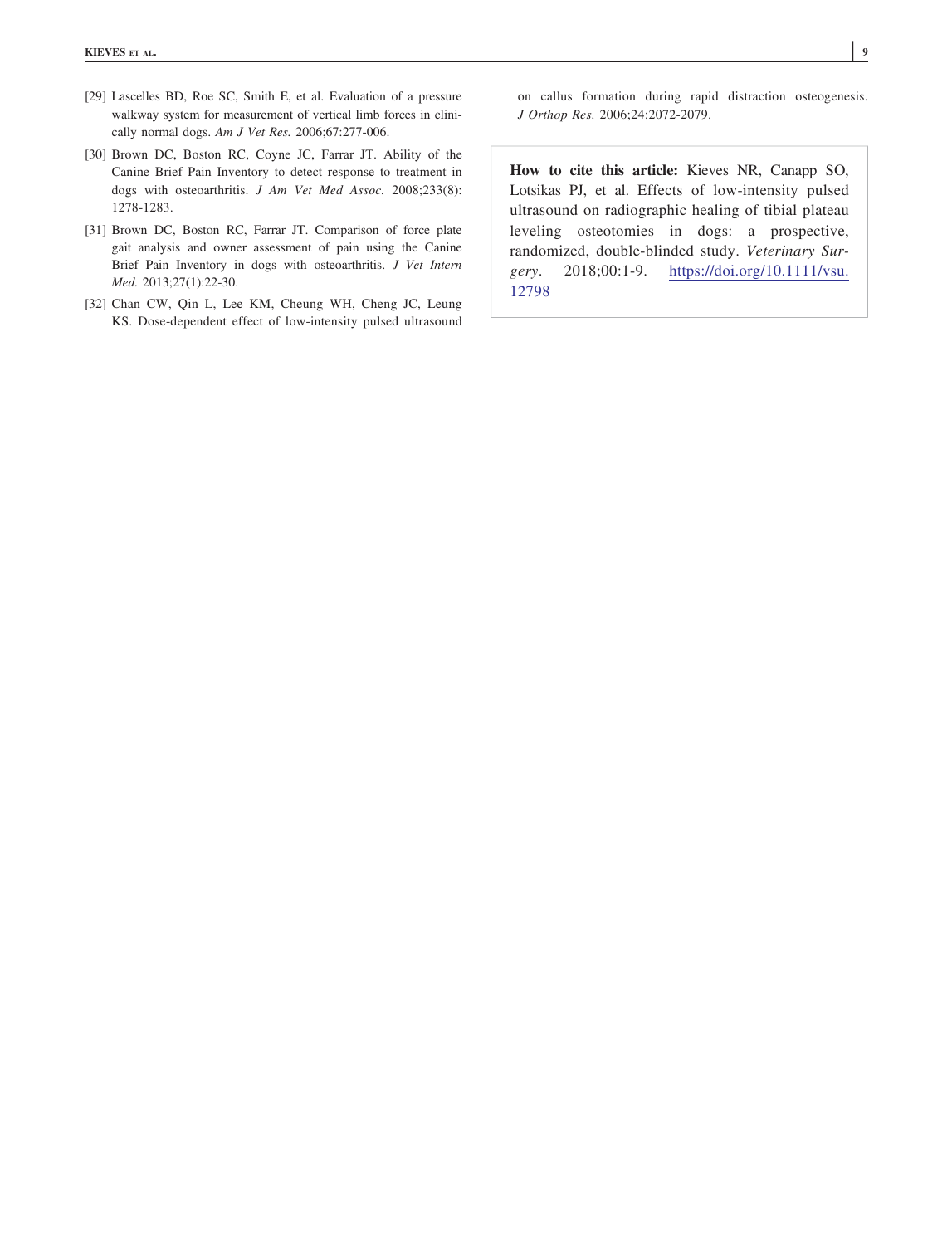[29] Lascelles BD, Roe SC, Smith E, et al. Evaluation of a pressure walkway system for measurement of vertical limb forces in clinically normal dogs. *Am J Vet Res.* 2006;67:277-006.

[30] Brown DC, Boston RC, Coyne JC, Farrar JT. Ability of the Canine Brief Pain Inventory to detect response to treatment in dogs with osteoarthritis. *J Am Vet Med Assoc.* 2008;233(8): 1278-1283.

[31] Brown DC, Boston RC, Farrar JT. Comparison of force plate gait analysis and owner assessment of pain using the Canine Brief Pain Inventory in dogs with osteoarthritis. *J Vet Intern Med.* 2013;27(1):22-30.

[32] Chan CW, Qin L, Lee KM, Cheung WH, Cheng JC, Leung KS. Dose-dependent effect of low-intensity pulsed ultrasound on callus formation during rapid distraction osteogenesis. *J Orthop Res.* 2006;24:2072-2079.

**How to cite this article:** Kieves NR, Canapp SO, Lotsikas PJ, et al. Effects of low-intensity pulsed ultrasound on radiographic healing of tibial plateau leveling osteotomies in dogs: a prospective, randomized, double-blinded study. *Veterinary Surgery*. 2018;00:1-9. https://doi.org/10.1111/vsu.12798